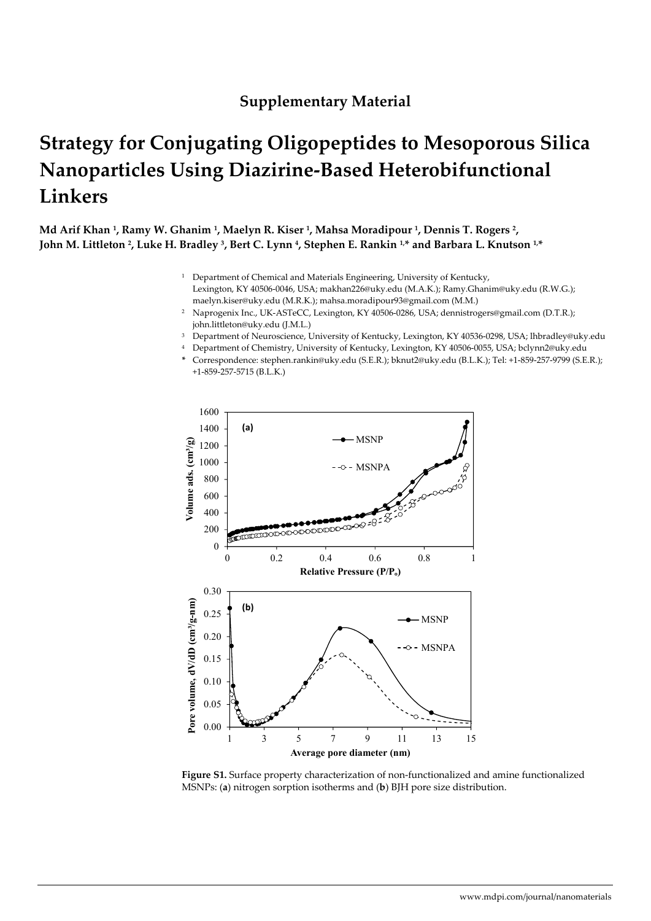## Supplementary Material

# Strategy for Conjugating Oligopeptides to Mesoporous Silica Nanoparticles Using Diazirine-Based Heterobifunctional Linkers

**Md Arif Khan [1], Ramy W. Ghanim [1], Maelyn R. Kiser [1], Mahsa Moradipour [1], Dennis T. Rogers [2], John M. Littleton [2], Luke H. Bradley [3], Bert C. Lynn [4], Stephen E. Rankin [1,*] and Barbara L. Knutson [1,*]**

[1] Department of Chemical and Materials Engineering, University of Kentucky, Lexington, KY 40506-0046, USA; makhan226@uky.edu (M.A.K.); Ramy.Ghanim@uky.edu (R.W.G.); maelyn.kiser@uky.edu (M.R.K.); mahsa.moradipour93@gmail.com (M.M.)

[2] Naprogenix Inc., UK-ASTeCC, Lexington, KY 40506-0286, USA; dennistrogers@gmail.com (D.T.R.); john.littleton@uky.edu (J.M.L.)

[3] Department of Neuroscience, University of Kentucky, Lexington, KY 40536-0298, USA; lhbradley@uky.edu

[4] Department of Chemistry, University of Kentucky, Lexington, KY 40506-0055, USA; bclynn2@uky.edu

\* Correspondence: stephen.rankin@uky.edu (S.E.R.); bknut2@uky.edu (B.L.K.); Tel: +1-859-257-9799 (S.E.R.); +1-859-257-5715 (B.L.K.)

(a)
MSNP
MSNPA
Volume ads. (cm³/g)
Relative Pressure (P/P₀)

(b)
MSNP
MSNPA
Pore volume, dV/dD (cm³/g-nm)
Average pore diameter (nm)

**Figure S1.** Surface property characterization of non-functionalized and amine functionalized MSNPs: (**a**) nitrogen sorption isotherms and (**b**) BJH pore size distribution.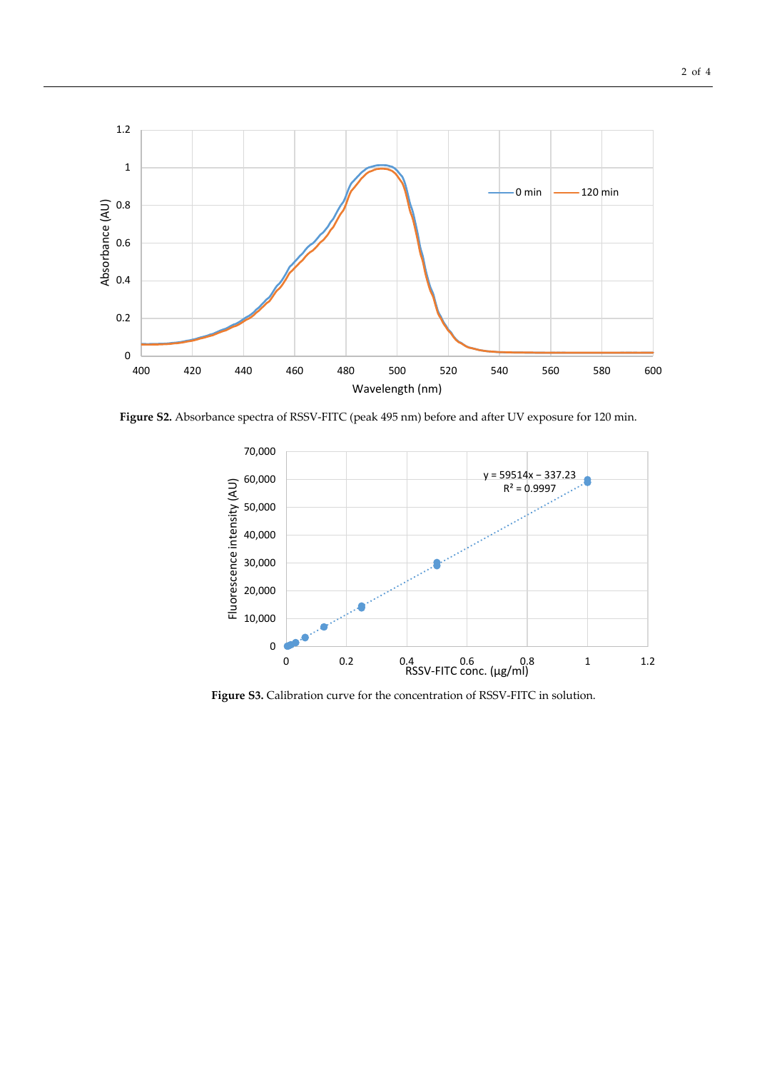1.2
1
0.8
0.6
0.4
0.2
0
Absorbance (AU)
400 420 440 460 480 500 520 540 560 580 600
Wavelength (nm)
0 min
120 min

**Figure S2.** Absorbance spectra of RSSV-FITC (peak 495 nm) before and after UV exposure for 120 min.

70,000
60,000
50,000
40,000
30,000
20,000
10,000
0
Fluorescence intensity (AU)
0 0.2 0.4 0.6 0.8 1 1.2
RSSV-FITC conc. (μg/ml)
y = 59514x − 337.23
$R^2$ = 0.9997

**Figure S3.** Calibration curve for the concentration of RSSV-FITC in solution.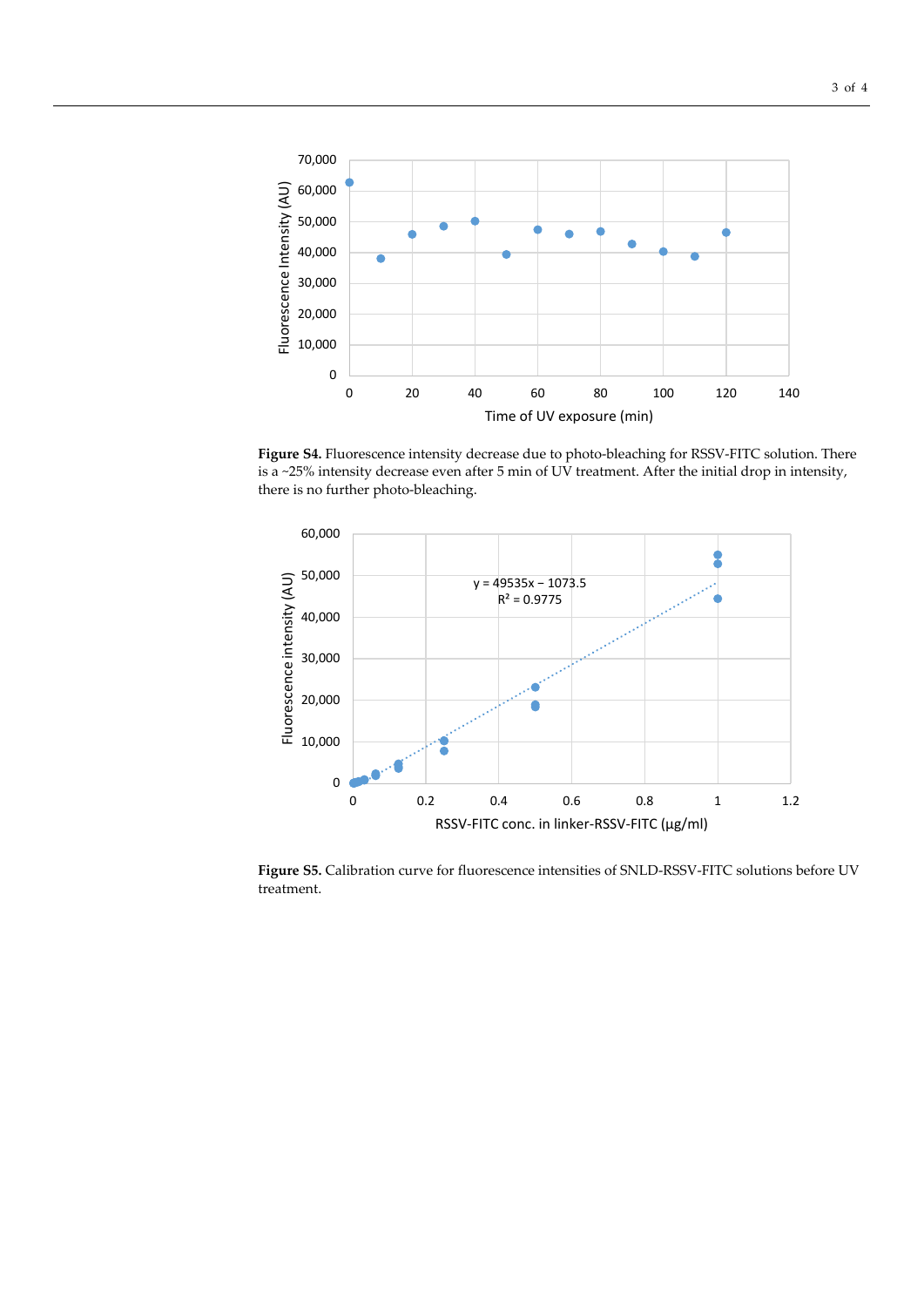70,000
60,000
50,000
40,000
30,000
20,000
10,000
0

Fluorescence Intensity (AU)

0
20
40
60
80
100
120
140

Time of UV exposure (min)

**Figure S4.** Fluorescence intensity decrease due to photo-bleaching for RSSV-FITC solution. There is a ~25% intensity decrease even after 5 min of UV treatment. After the initial drop in intensity, there is no further photo-bleaching.

60,000
50,000
40,000
30,000
20,000
10,000
0

Fluorescence intensity (AU)

y = 49535x − 1073.5
$R^2$ = 0.9775

0
0.2
0.4
0.6
0.8
1
1.2

RSSV-FITC conc. in linker-RSSV-FITC (μg/ml)

**Figure S5.** Calibration curve for fluorescence intensities of SNLD-RSSV-FITC solutions before UV treatment.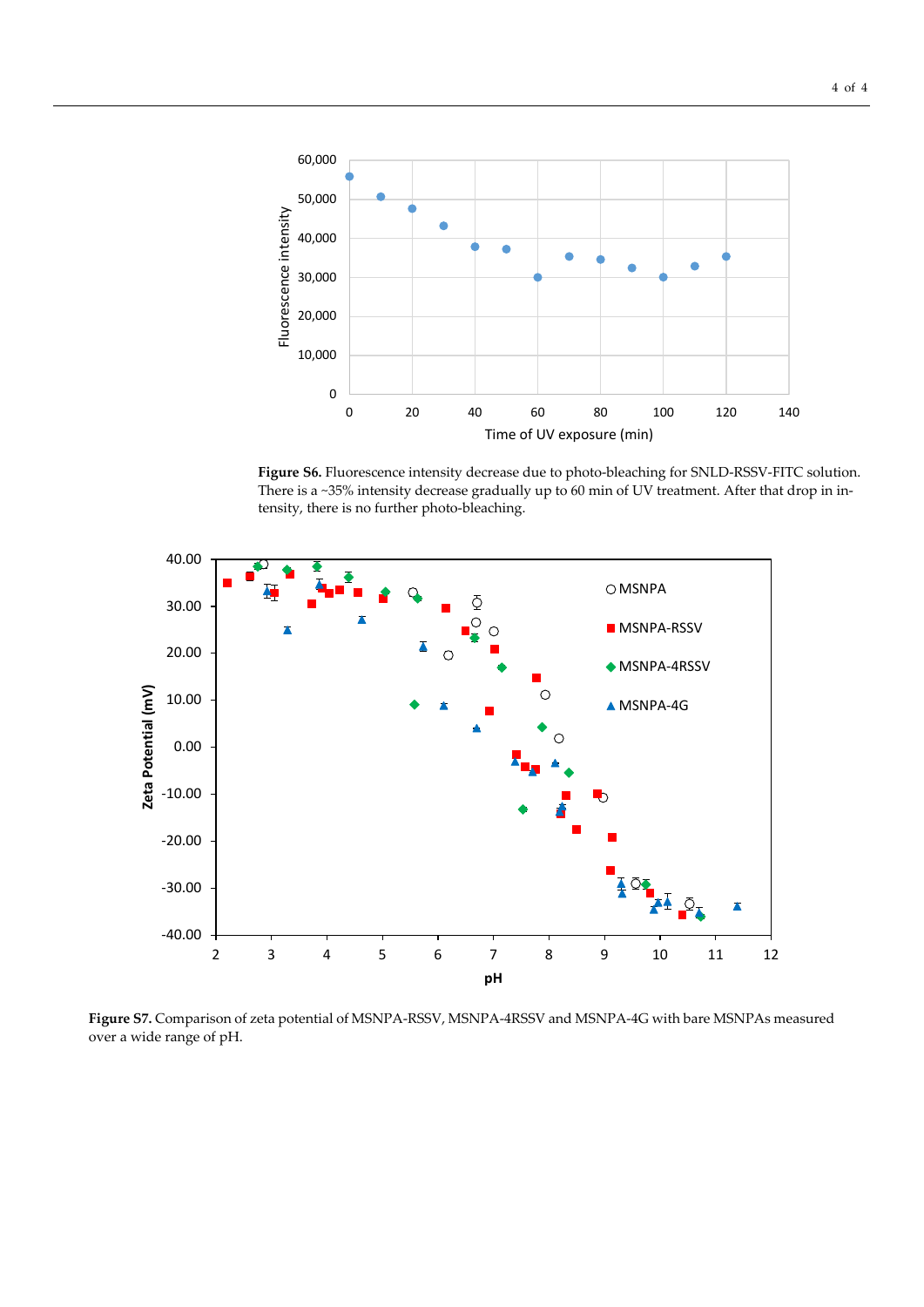Fluorescence intensity

60,000
50,000
40,000
30,000
20,000
10,000
0

0 20 40 60 80 100 120 140

Time of UV exposure (min)

**Figure S6.** Fluorescence intensity decrease due to photo-bleaching for SNLD-RSSV-FITC solution. There is a ~35% intensity decrease gradually up to 60 min of UV treatment. After that drop in intensity, there is no further photo-bleaching.

Zeta Potential (mV)

40.00
30.00
20.00
10.00
0.00
-10.00
-20.00
-30.00
-40.00

2 3 4 5 6 7 8 9 10 11 12

pH

MSNPA
MSNPA-RSSV
MSNPA-4RSSV
MSNPA-4G

**Figure S7.** Comparison of zeta potential of MSNPA-RSSV, MSNPA-4RSSV and MSNPA-4G with bare MSNPAs measured over a wide range of pH.